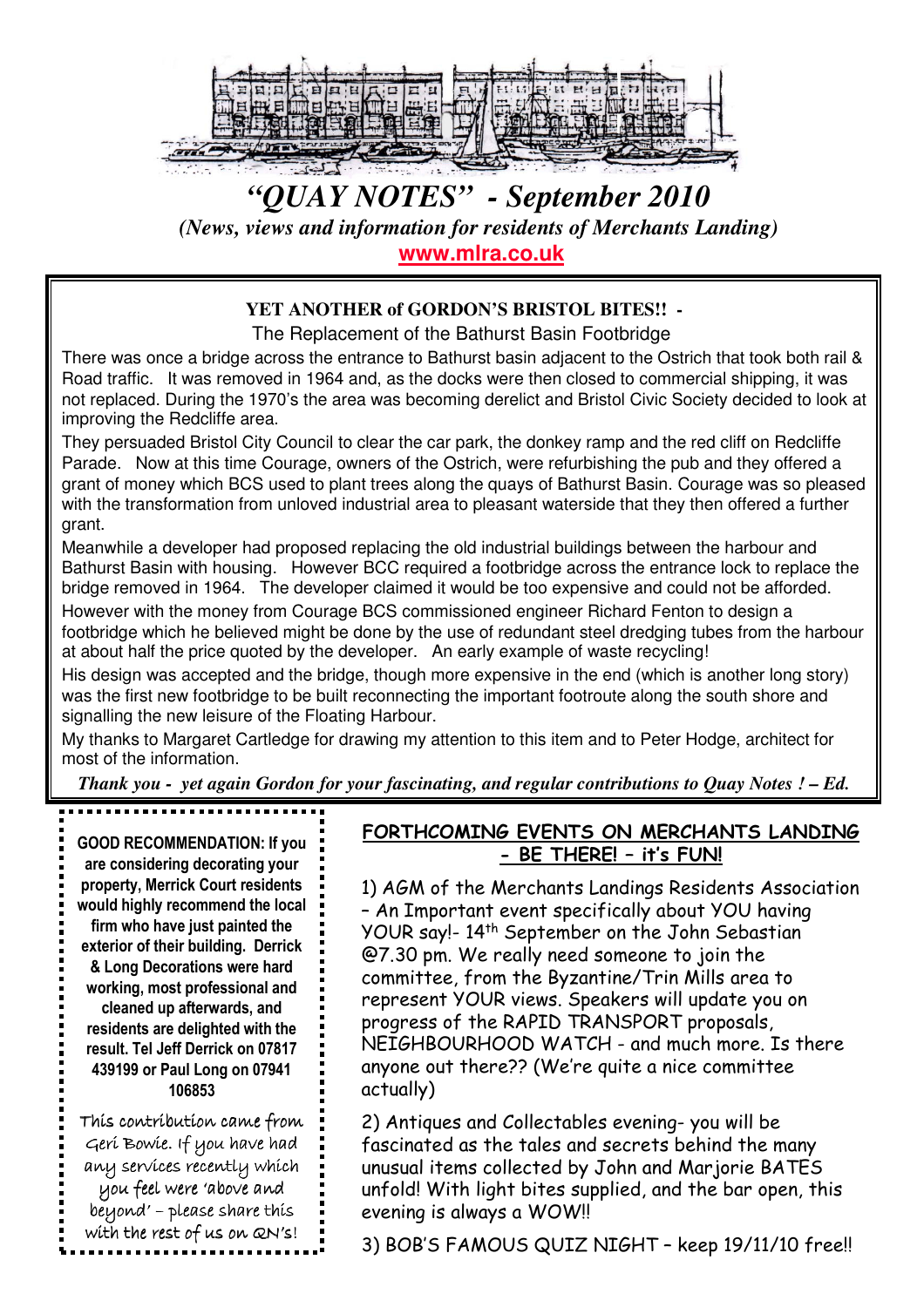# "QUAY NOTES" - September 2010

*(News, views and information for residents of Merchants Landing)*

**www.mlra.co.uk**

## YET ANOTHER of GORDON'S BRISTOL BITES!! -

### The Replacement of the Bathurst Basin Footbridge

There was once a bridge across the entrance to Bathurst basin adjacent to the Ostrich that took both rail & Road traffic. It was removed in 1964 and, as the docks were then closed to commercial shipping, it was not replaced. During the 1970's the area was becoming derelict and Bristol Civic Society decided to look at improving the Redcliffe area.

They persuaded Bristol City Council to clear the car park, the donkey ramp and the red cliff on Redcliffe Parade. Now at this time Courage, owners of the Ostrich, were refurbishing the pub and they offered a grant of money which BCS used to plant trees along the quays of Bathurst Basin. Courage was so pleased with the transformation from unloved industrial area to pleasant waterside that they then offered a further grant.

Meanwhile a developer had proposed replacing the old industrial buildings between the harbour and Bathurst Basin with housing. However BCC required a footbridge across the entrance lock to replace the bridge removed in 1964. The developer claimed it would be too expensive and could not be afforded.

However with the money from Courage BCS commissioned engineer Richard Fenton to design a footbridge which he believed might be done by the use of redundant steel dredging tubes from the harbour at about half the price quoted by the developer. An early example of waste recycling!

His design was accepted and the bridge, though more expensive in the end (which is another long story) was the first new footbridge to be built reconnecting the important footroute along the south shore and signalling the new leisure of the Floating Harbour.

My thanks to Margaret Cartledge for drawing my attention to this item and to Peter Hodge, architect for most of the information.

***Thank you - yet again Gordon for your fascinating, and regular contributions to Quay Notes ! – Ed.***

---

**GOOD RECOMMENDATION: If you are considering decorating your property, Merrick Court residents would highly recommend the local firm who have just painted the exterior of their building. Derrick & Long Decorations were hard working, most professional and cleaned up afterwards, and residents are delighted with the result. Tel Jeff Derrick on 07817 439199 or Paul Long on 07941 106853**

This contribution came from Geri Bowie. If you have had any services recently which you feel were 'above and beyond' – please share this with the rest of us on QN's!

---

## FORTHCOMING EVENTS ON MERCHANTS LANDING - BE THERE! – it's FUN!

1) AGM of the Merchants Landings Residents Association – An Important event specifically about YOU having YOUR say!- 14th September on the John Sebastian @7.30 pm. We really need someone to join the committee, from the Byzantine/Trin Mills area to represent YOUR views. Speakers will update you on progress of the RAPID TRANSPORT proposals, NEIGHBOURHOOD WATCH - and much more. Is there anyone out there?? (We're quite a nice committee actually)

2) Antiques and Collectables evening- you will be fascinated as the tales and secrets behind the many unusual items collected by John and Marjorie BATES unfold! With light bites supplied, and the bar open, this evening is always a WOW!!

3) BOB'S FAMOUS QUIZ NIGHT – keep 19/11/10 free!!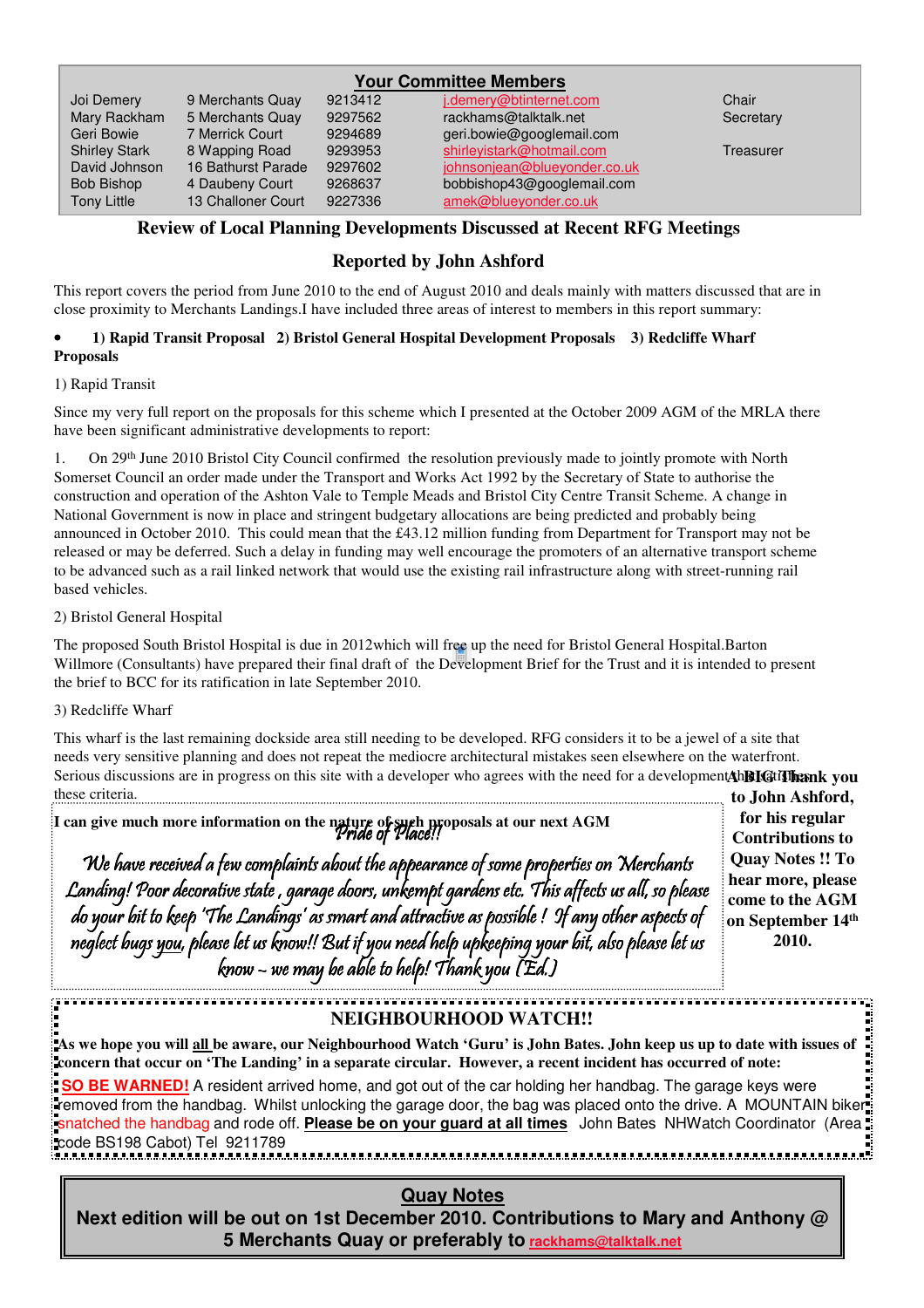## Your Committee Members

| | | | | |
|---|---|---|---|---|
| Joi Demery | 9 Merchants Quay | 9213412 | j.demery@btinternet.com | Chair |
| Mary Rackham | 5 Merchants Quay | 9297562 | rackhams@talktalk.net | Secretary |
| Geri Bowie | 7 Merrick Court | 9294689 | geri.bowie@googlemail.com | |
| Shirley Stark | 8 Wapping Road | 9293953 | shirleyistark@hotmail.com | Treasurer |
| David Johnson | 16 Bathurst Parade | 9297602 | johnsonjean@blueyonder.co.uk | |
| Bob Bishop | 4 Daubeny Court | 9268637 | bobbishop43@googlemail.com | |
| Tony Little | 13 Challoner Court | 9227336 | amek@blueyonder.co.uk | |

## Review of Local Planning Developments Discussed at Recent RFG Meetings

### Reported by John Ashford

This report covers the period from June 2010 to the end of August 2010 and deals mainly with matters discussed that are in close proximity to Merchants Landings.I have included three areas of interest to members in this report summary:

- **1) Rapid Transit Proposal 2) Bristol General Hospital Development Proposals 3) Redcliffe Wharf Proposals**

1) Rapid Transit

Since my very full report on the proposals for this scheme which I presented at the October 2009 AGM of the MRLA there have been significant administrative developments to report:

1. On 29th June 2010 Bristol City Council confirmed the resolution previously made to jointly promote with North Somerset Council an order made under the Transport and Works Act 1992 by the Secretary of State to authorise the construction and operation of the Ashton Vale to Temple Meads and Bristol City Centre Transit Scheme. A change in National Government is now in place and stringent budgetary allocations are being predicted and probably being announced in October 2010. This could mean that the £43.12 million funding from Department for Transport may not be released or may be deferred. Such a delay in funding may well encourage the promoters of an alternative transport scheme to be advanced such as a rail linked network that would use the existing rail infrastructure along with street-running rail based vehicles.

2) Bristol General Hospital

The proposed South Bristol Hospital is due in 2012which will free up the need for Bristol General Hospital.Barton Willmore (Consultants) have prepared their final draft of the Development Brief for the Trust and it is intended to present the brief to BCC for its ratification in late September 2010.

3) Redcliffe Wharf

This wharf is the last remaining dockside area still needing to be developed. RFG considers it to be a jewel of a site that needs very sensitive planning and does not repeat the mediocre architectural mistakes seen elsewhere on the waterfront. Serious discussions are in progress on this site with a developer who agrees with the need for a development that fits these criteria.

**I can give much more information on the nature of such proposals at our next AGM**

**A BIG Thank you to John Ashford, for his regular Contributions to Quay Notes !! To hear more, please come to the AGM on September 14th 2010.**

### *Pride of Place!!*

*We have received a few complaints about the appearance of some properties on Merchants Landing! Poor decorative state , garage doors, unkempt gardens etc. This affects us all, so please do your bit to keep 'The Landings' as smart and attractive as possible ! If any other aspects of neglect bugs you, please let us know!! But if you need help upkeeping your bit, also please let us know – we may be able to help! Thank you (Ed.)*

## NEIGHBOURHOOD WATCH!!

**As we hope you will all be aware, our Neighbourhood Watch 'Guru' is John Bates. John keep us up to date with issues of concern that occur on 'The Landing' in a separate circular. However, a recent incident has occurred of note:**

**SO BE WARNED!** A resident arrived home, and got out of the car holding her handbag. The garage keys were removed from the handbag. Whilst unlocking the garage door, the bag was placed onto the drive. A MOUNTAIN biker snatched the handbag and rode off. **Please be on your guard at all times** John Bates NHWatch Coordinator (Area code BS198 Cabot) Tel 9211789

## Quay Notes

**Next edition will be out on 1st December 2010. Contributions to Mary and Anthony @ 5 Merchants Quay or preferably to rackhams@talktalk.net**